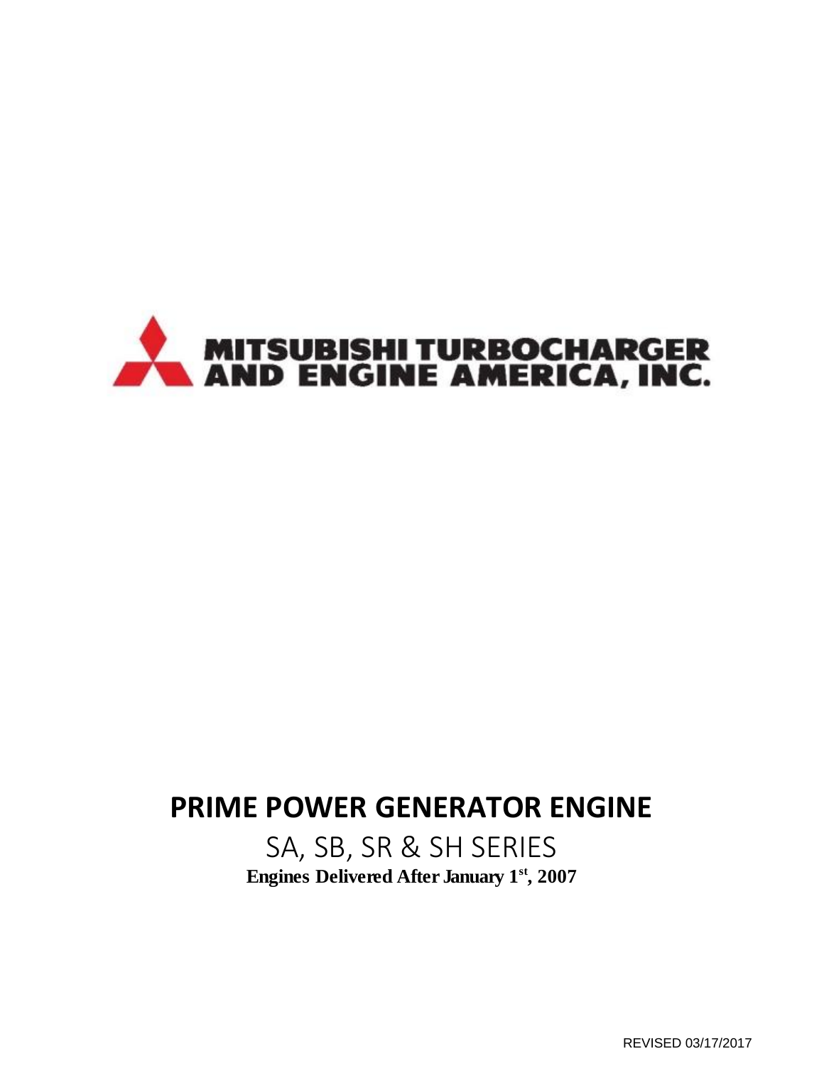MITSUBISHI TURBOCHARGER AND ENGINE AMERICA, INC.

# PRIME POWER GENERATOR ENGINE

## SA, SB, SR & SH SERIES

**Engines Delivered After January 1st, 2007**

REVISED 03/17/2017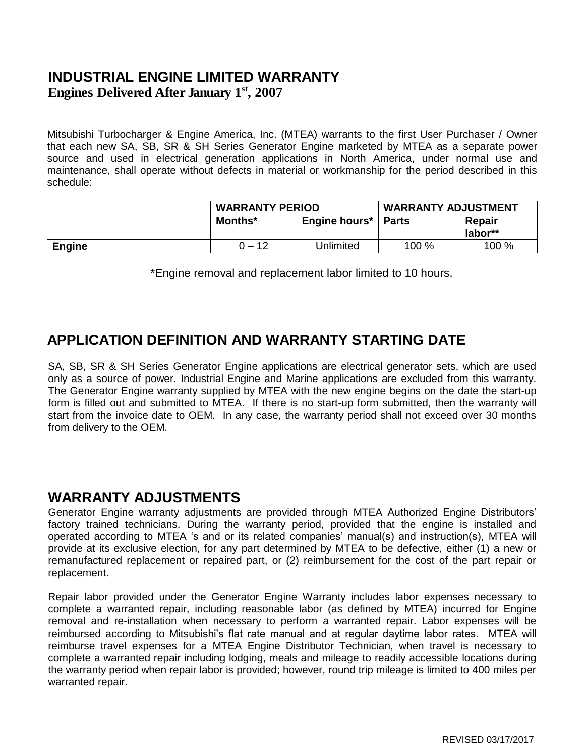# INDUSTRIAL ENGINE LIMITED WARRANTY
**Engines Delivered After January 1st, 2007**

Mitsubishi Turbocharger & Engine America, Inc. (MTEA) warrants to the first User Purchaser / Owner that each new SA, SB, SR & SH Series Generator Engine marketed by MTEA as a separate power source and used in electrical generation applications in North America, under normal use and maintenance, shall operate without defects in material or workmanship for the period described in this schedule:

| | WARRANTY PERIOD | | WARRANTY ADJUSTMENT | |
|---|---|---|---|---|
| | Months* | Engine hours* | Parts | Repair labor** |
| **Engine** | 0 – 12 | Unlimited | 100 % | 100 % |

*Engine removal and replacement labor limited to 10 hours.

## APPLICATION DEFINITION AND WARRANTY STARTING DATE

SA, SB, SR & SH Series Generator Engine applications are electrical generator sets, which are used only as a source of power. Industrial Engine and Marine applications are excluded from this warranty. The Generator Engine warranty supplied by MTEA with the new engine begins on the date the start-up form is filled out and submitted to MTEA. If there is no start-up form submitted, then the warranty will start from the invoice date to OEM. In any case, the warranty period shall not exceed over 30 months from delivery to the OEM.

## WARRANTY ADJUSTMENTS

Generator Engine warranty adjustments are provided through MTEA Authorized Engine Distributors' factory trained technicians. During the warranty period, provided that the engine is installed and operated according to MTEA 's and or its related companies' manual(s) and instruction(s), MTEA will provide at its exclusive election, for any part determined by MTEA to be defective, either (1) a new or remanufactured replacement or repaired part, or (2) reimbursement for the cost of the part repair or replacement.

Repair labor provided under the Generator Engine Warranty includes labor expenses necessary to complete a warranted repair, including reasonable labor (as defined by MTEA) incurred for Engine removal and re-installation when necessary to perform a warranted repair. Labor expenses will be reimbursed according to Mitsubishi's flat rate manual and at regular daytime labor rates. MTEA will reimburse travel expenses for a MTEA Engine Distributor Technician, when travel is necessary to complete a warranted repair including lodging, meals and mileage to readily accessible locations during the warranty period when repair labor is provided; however, round trip mileage is limited to 400 miles per warranted repair.

REVISED 03/17/2017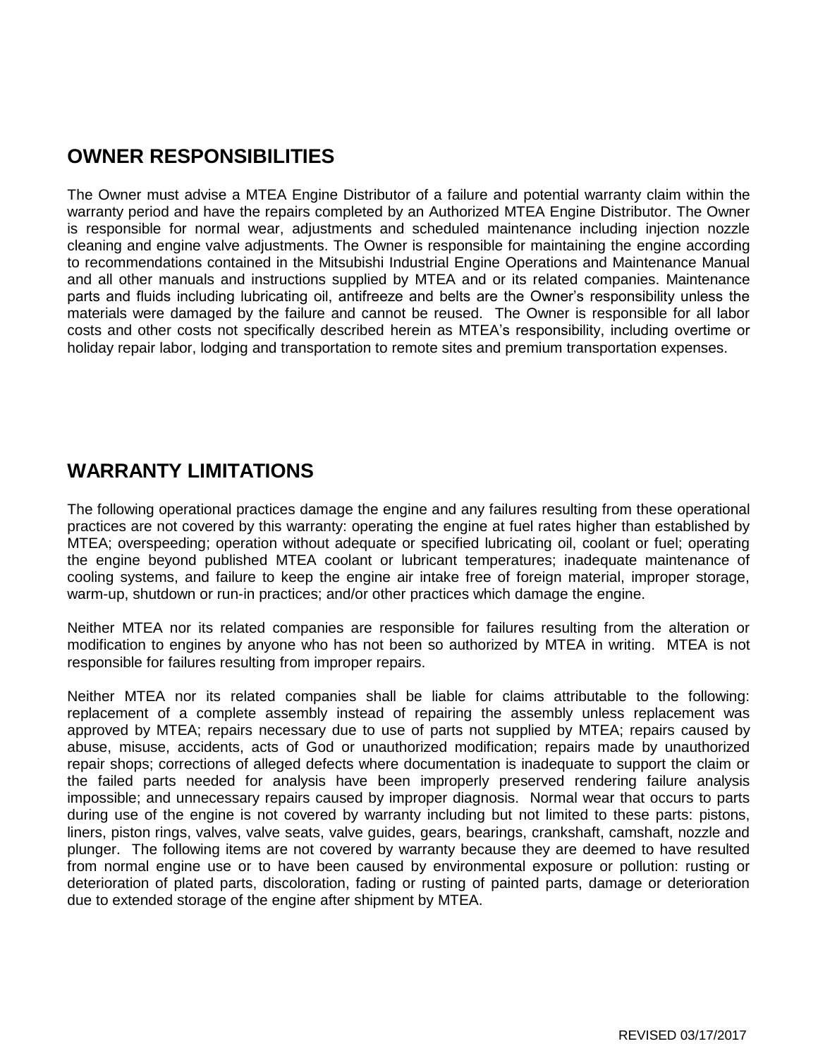## OWNER RESPONSIBILITIES

The Owner must advise a MTEA Engine Distributor of a failure and potential warranty claim within the warranty period and have the repairs completed by an Authorized MTEA Engine Distributor. The Owner is responsible for normal wear, adjustments and scheduled maintenance including injection nozzle cleaning and engine valve adjustments. The Owner is responsible for maintaining the engine according to recommendations contained in the Mitsubishi Industrial Engine Operations and Maintenance Manual and all other manuals and instructions supplied by MTEA and or its related companies. Maintenance parts and fluids including lubricating oil, antifreeze and belts are the Owner's responsibility unless the materials were damaged by the failure and cannot be reused. The Owner is responsible for all labor costs and other costs not specifically described herein as MTEA's responsibility, including overtime or holiday repair labor, lodging and transportation to remote sites and premium transportation expenses.

## WARRANTY LIMITATIONS

The following operational practices damage the engine and any failures resulting from these operational practices are not covered by this warranty: operating the engine at fuel rates higher than established by MTEA; overspeeding; operation without adequate or specified lubricating oil, coolant or fuel; operating the engine beyond published MTEA coolant or lubricant temperatures; inadequate maintenance of cooling systems, and failure to keep the engine air intake free of foreign material, improper storage, warm-up, shutdown or run-in practices; and/or other practices which damage the engine.

Neither MTEA nor its related companies are responsible for failures resulting from the alteration or modification to engines by anyone who has not been so authorized by MTEA in writing. MTEA is not responsible for failures resulting from improper repairs.

Neither MTEA nor its related companies shall be liable for claims attributable to the following: replacement of a complete assembly instead of repairing the assembly unless replacement was approved by MTEA; repairs necessary due to use of parts not supplied by MTEA; repairs caused by abuse, misuse, accidents, acts of God or unauthorized modification; repairs made by unauthorized repair shops; corrections of alleged defects where documentation is inadequate to support the claim or the failed parts needed for analysis have been improperly preserved rendering failure analysis impossible; and unnecessary repairs caused by improper diagnosis. Normal wear that occurs to parts during use of the engine is not covered by warranty including but not limited to these parts: pistons, liners, piston rings, valves, valve seats, valve guides, gears, bearings, crankshaft, camshaft, nozzle and plunger. The following items are not covered by warranty because they are deemed to have resulted from normal engine use or to have been caused by environmental exposure or pollution: rusting or deterioration of plated parts, discoloration, fading or rusting of painted parts, damage or deterioration due to extended storage of the engine after shipment by MTEA.

REVISED 03/17/2017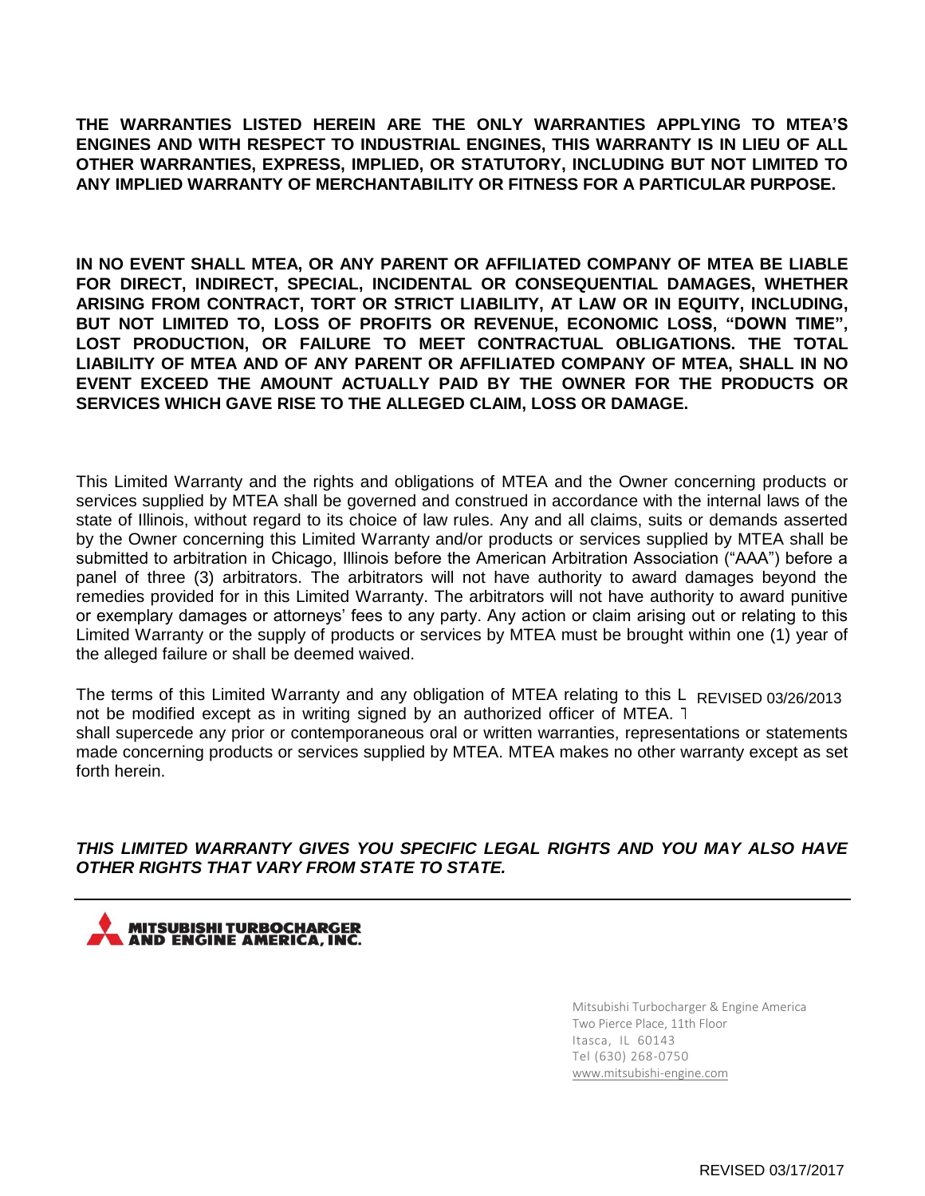**THE WARRANTIES LISTED HEREIN ARE THE ONLY WARRANTIES APPLYING TO MTEA'S ENGINES AND WITH RESPECT TO INDUSTRIAL ENGINES, THIS WARRANTY IS IN LIEU OF ALL OTHER WARRANTIES, EXPRESS, IMPLIED, OR STATUTORY, INCLUDING BUT NOT LIMITED TO ANY IMPLIED WARRANTY OF MERCHANTABILITY OR FITNESS FOR A PARTICULAR PURPOSE.**

**IN NO EVENT SHALL MTEA, OR ANY PARENT OR AFFILIATED COMPANY OF MTEA BE LIABLE FOR DIRECT, INDIRECT, SPECIAL, INCIDENTAL OR CONSEQUENTIAL DAMAGES, WHETHER ARISING FROM CONTRACT, TORT OR STRICT LIABILITY, AT LAW OR IN EQUITY, INCLUDING, BUT NOT LIMITED TO, LOSS OF PROFITS OR REVENUE, ECONOMIC LOSS, "DOWN TIME", LOST PRODUCTION, OR FAILURE TO MEET CONTRACTUAL OBLIGATIONS. THE TOTAL LIABILITY OF MTEA AND OF ANY PARENT OR AFFILIATED COMPANY OF MTEA, SHALL IN NO EVENT EXCEED THE AMOUNT ACTUALLY PAID BY THE OWNER FOR THE PRODUCTS OR SERVICES WHICH GAVE RISE TO THE ALLEGED CLAIM, LOSS OR DAMAGE.**

This Limited Warranty and the rights and obligations of MTEA and the Owner concerning products or services supplied by MTEA shall be governed and construed in accordance with the internal laws of the state of Illinois, without regard to its choice of law rules. Any and all claims, suits or demands asserted by the Owner concerning this Limited Warranty and/or products or services supplied by MTEA shall be submitted to arbitration in Chicago, Illinois before the American Arbitration Association ("AAA") before a panel of three (3) arbitrators. The arbitrators will not have authority to award damages beyond the remedies provided for in this Limited Warranty. The arbitrators will not have authority to award punitive or exemplary damages or attorneys' fees to any party. Any action or claim arising out or relating to this Limited Warranty or the supply of products or services by MTEA must be brought within one (1) year of the alleged failure or shall be deemed waived.

The terms of this Limited Warranty and any obligation of MTEA relating to this L REVISED 03/26/2013 not be modified except as in writing signed by an authorized officer of MTEA. T shall supercede any prior or contemporaneous oral or written warranties, representations or statements made concerning products or services supplied by MTEA. MTEA makes no other warranty except as set forth herein.

***THIS LIMITED WARRANTY GIVES YOU SPECIFIC LEGAL RIGHTS AND YOU MAY ALSO HAVE OTHER RIGHTS THAT VARY FROM STATE TO STATE.***

---

MITSUBISHI TURBOCHARGER AND ENGINE AMERICA, INC.

Mitsubishi Turbocharger & Engine America
Two Pierce Place, 11th Floor
Itasca, IL 60143
Tel (630) 268-0750
www.mitsubishi-engine.com

REVISED 03/17/2017